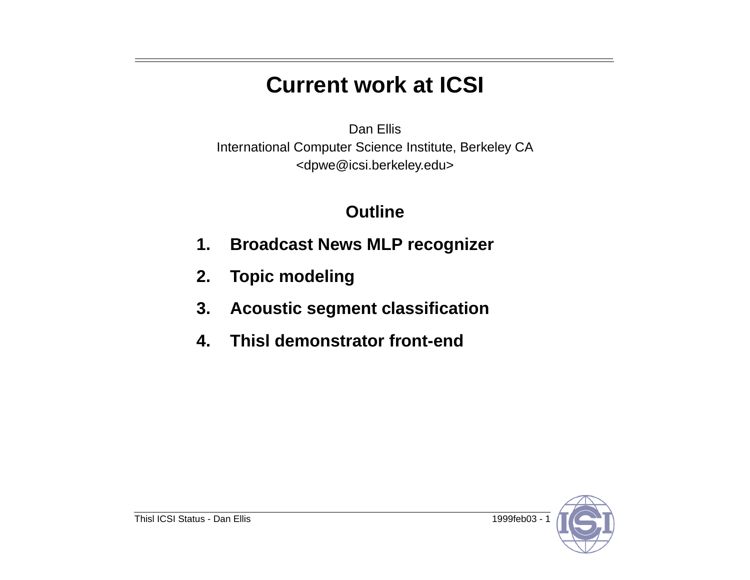# Current work at ICSI

Dan Ellis
International Computer Science Institute, Berkeley CA
<dpwe@icsi.berkeley.edu>

## Outline

1. **Broadcast News MLP recognizer**
2. **Topic modeling**
3. **Acoustic segment classification**
4. **Thisl demonstrator front-end**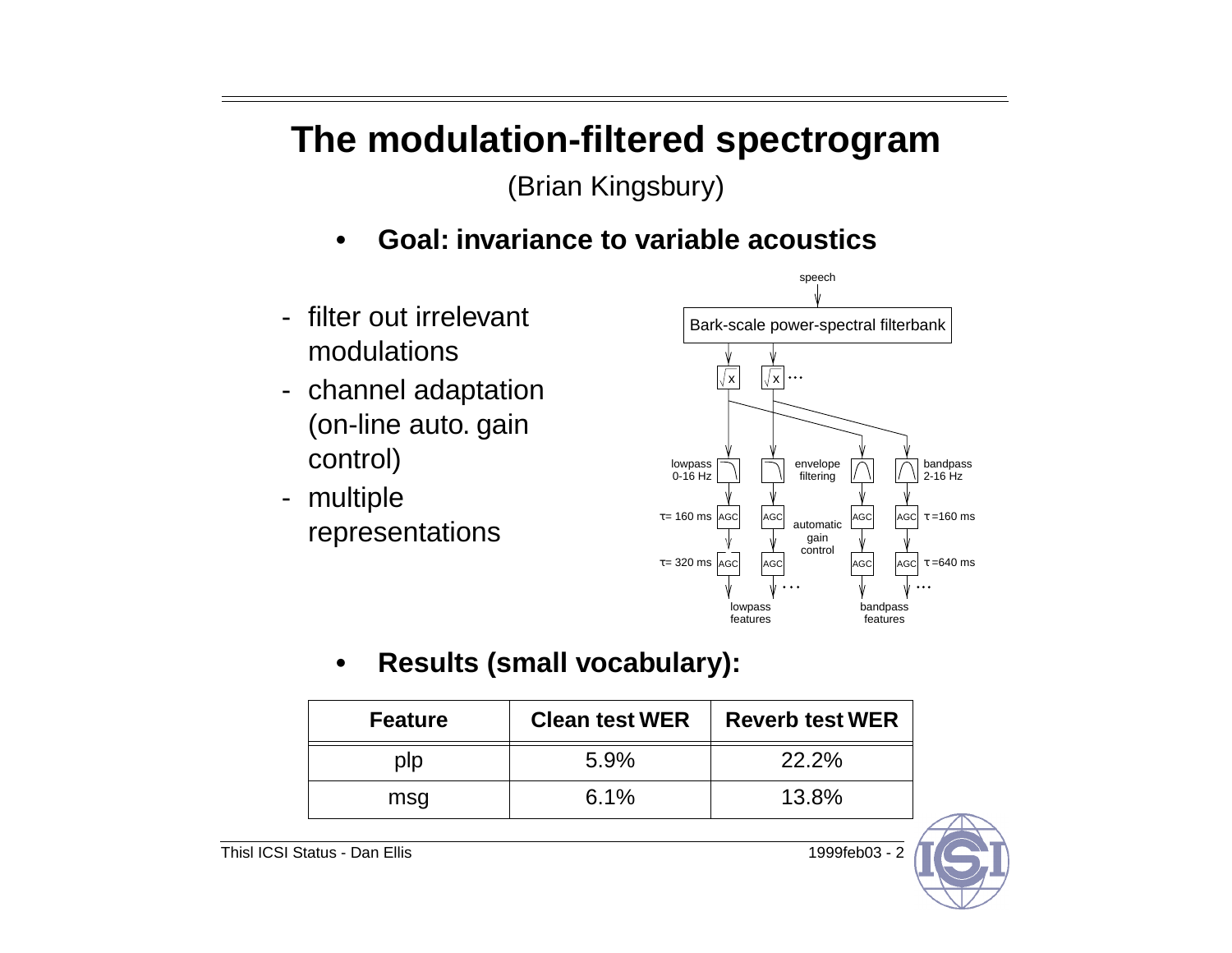# The modulation-filtered spectrogram

(Brian Kingsbury)

- **Goal: invariance to variable acoustics**

  - filter out irrelevant modulations
  - channel adaptation (on-line auto. gain control)
  - multiple representations

- **Results (small vocabulary):**

| Feature | Clean test WER | Reverb test WER |
|---|---|---|
| plp | 5.9% | 22.2% |
| msg | 6.1% | 13.8% |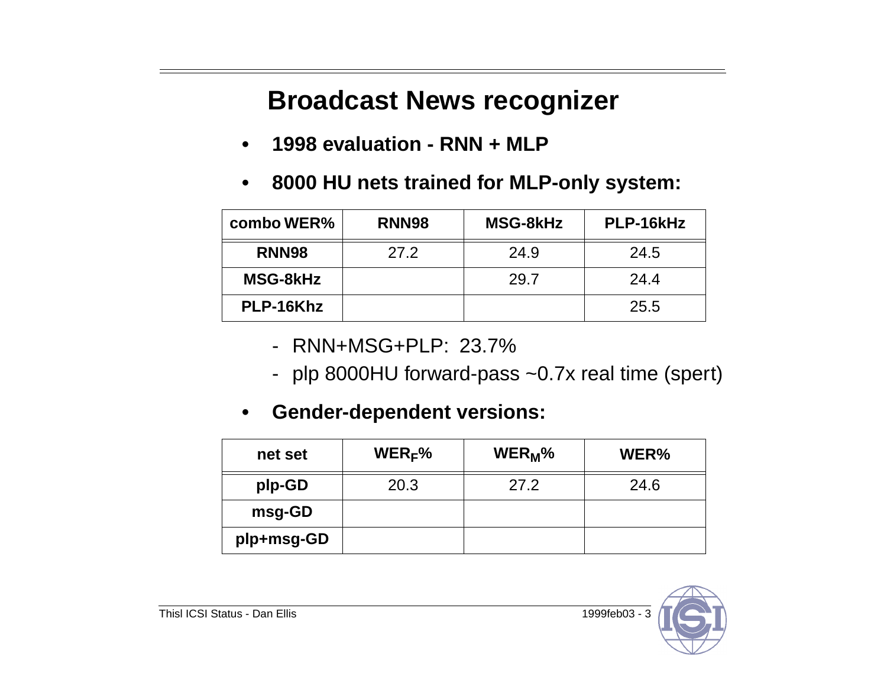# Broadcast News recognizer

- **1998 evaluation - RNN + MLP**
- **8000 HU nets trained for MLP-only system:**

| **combo WER%** | **RNN98** | **MSG-8kHz** | **PLP-16kHz** |
|---|---|---|---|
| **RNN98** | 27.2 | 24.9 | 24.5 |
| **MSG-8kHz** | | 29.7 | 24.4 |
| **PLP-16Khz** | | | 25.5 |

  - RNN+MSG+PLP: 23.7%
  - plp 8000HU forward-pass ~0.7x real time (spert)

- **Gender-dependent versions:**

| **net set** | **$WER_F$%** | **$WER_M$%** | **WER%** |
|---|---|---|---|
| **plp-GD** | 20.3 | 27.2 | 24.6 |
| **msg-GD** | | | |
| **plp+msg-GD** | | | |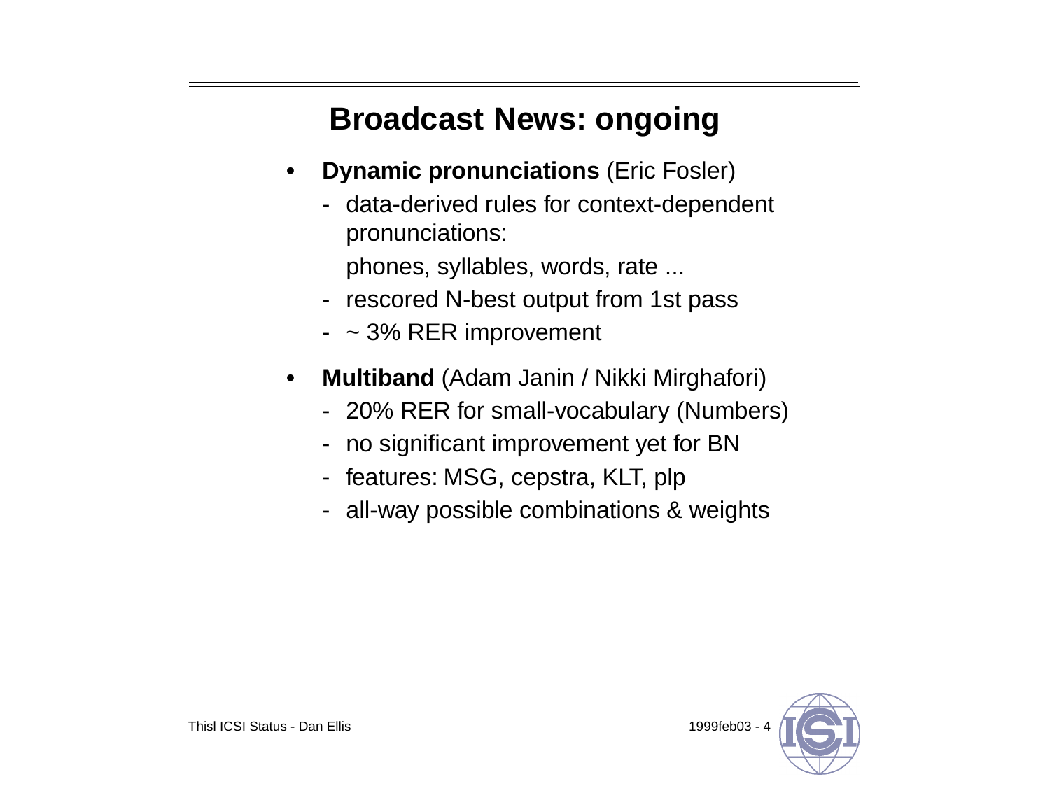# Broadcast News: ongoing

- **Dynamic pronunciations** (Eric Fosler)
  - data-derived rules for context-dependent pronunciations:

    phones, syllables, words, rate ...
  - rescored N-best output from 1st pass
  - ~ 3% RER improvement
- **Multiband** (Adam Janin / Nikki Mirghafori)
  - 20% RER for small-vocabulary (Numbers)
  - no significant improvement yet for BN
  - features: MSG, cepstra, KLT, plp
  - all-way possible combinations & weights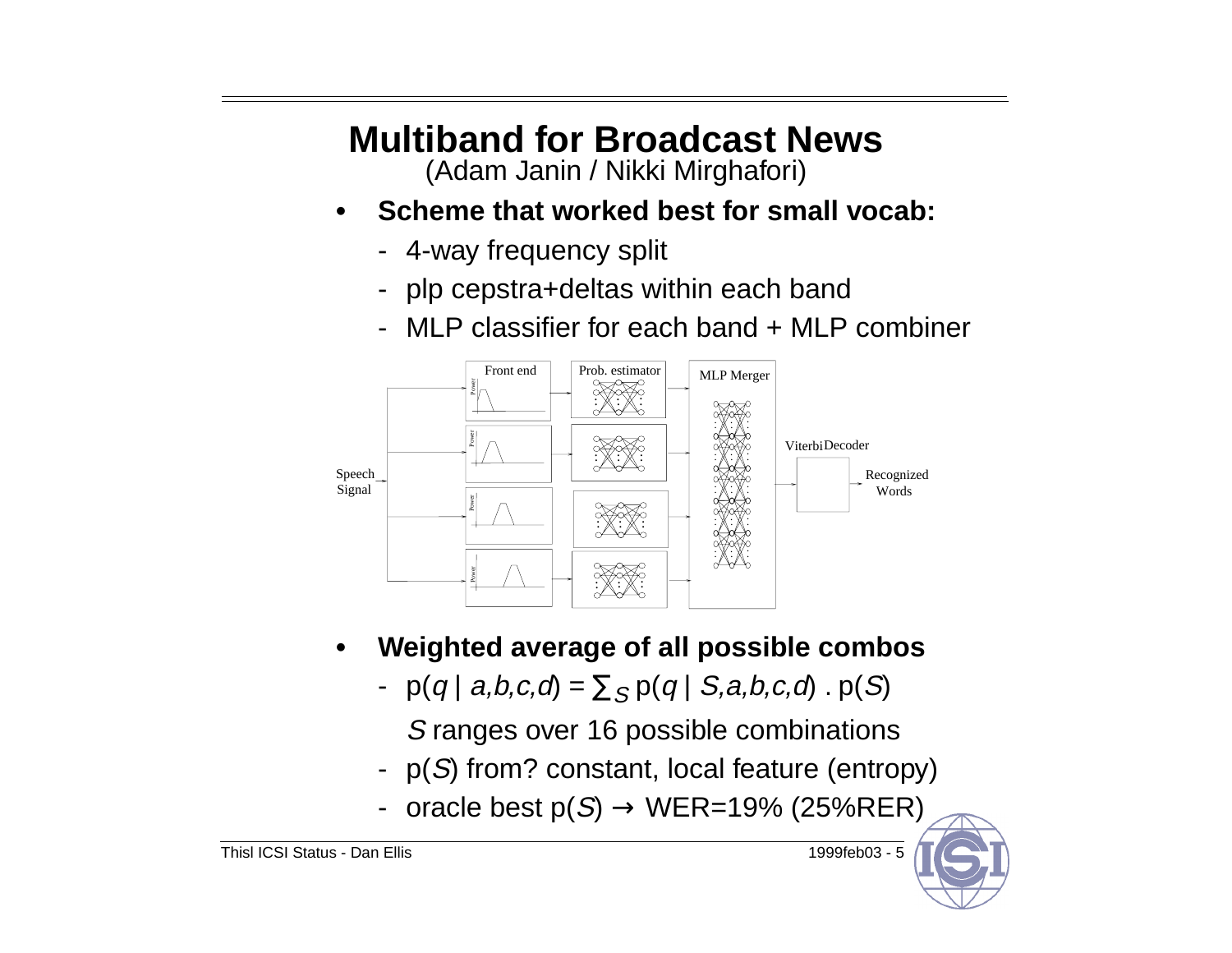# Multiband for Broadcast News

(Adam Janin / Nikki Mirghafori)

- **Scheme that worked best for small vocab:**
  - 4-way frequency split
  - plp cepstra+deltas within each band
  - MLP classifier for each band + MLP combiner

- **Weighted average of all possible combos**
  - $p(q \mid a,b,c,d) = \sum_S p(q \mid S,a,b,c,d) \cdot p(S)$

    $S$ ranges over 16 possible combinations
  - $p(S)$ from? constant, local feature (entropy)
  - oracle best $p(S) \rightarrow$ WER=19% (25%RER)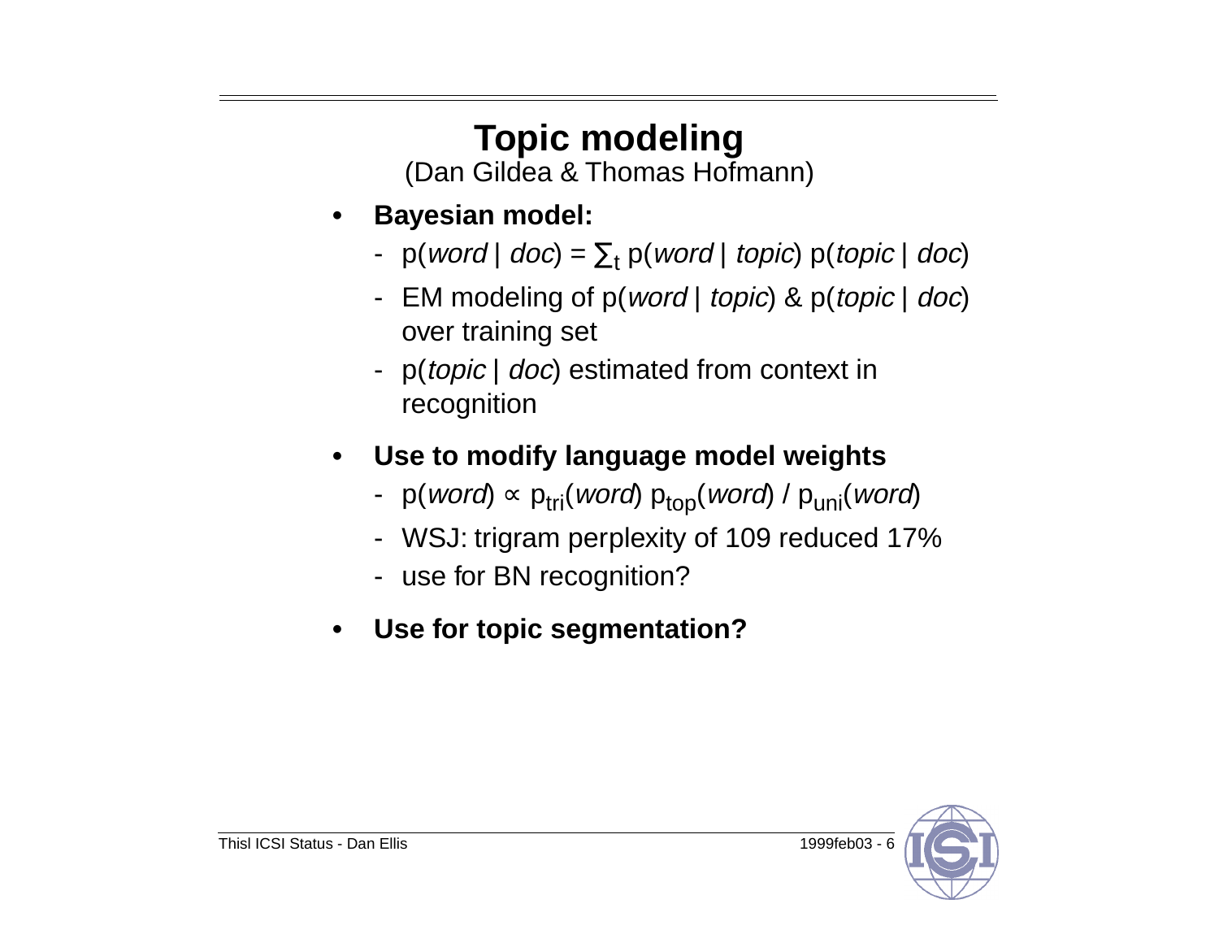# Topic modeling

(Dan Gildea & Thomas Hofmann)

- **Bayesian model:**
  - $p(\textit{word} \mid \textit{doc}) = \sum_t p(\textit{word} \mid \textit{topic})\, p(\textit{topic} \mid \textit{doc})$
  - EM modeling of $p(\textit{word} \mid \textit{topic})$ & $p(\textit{topic} \mid \textit{doc})$ over training set
  - $p(\textit{topic} \mid \textit{doc})$ estimated from context in recognition

- **Use to modify language model weights**
  - $p(\textit{word}) \propto p_{tri}(\textit{word})\, p_{top}(\textit{word}) / p_{uni}(\textit{word})$
  - WSJ: trigram perplexity of 109 reduced 17%
  - use for BN recognition?

- **Use for topic segmentation?**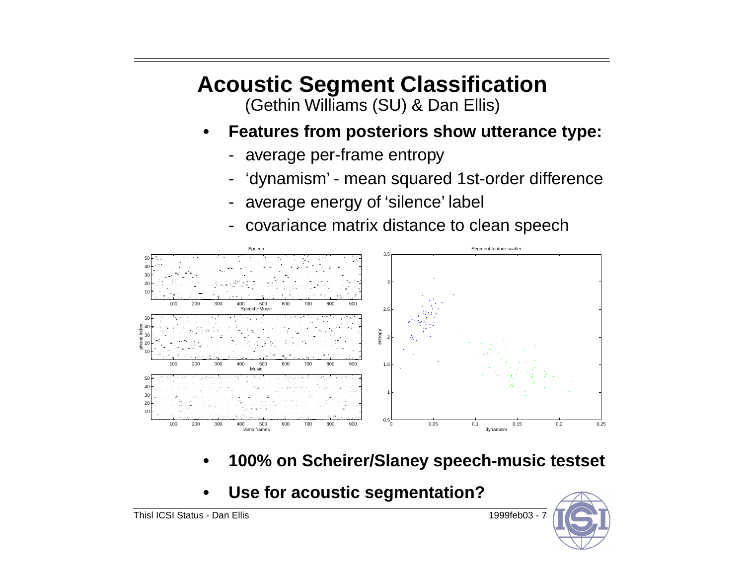# Acoustic Segment Classification

(Gethin Williams (SU) & Dan Ellis)

- **Features from posteriors show utterance type:**
  - average per-frame entropy
  - 'dynamism' - mean squared 1st-order difference
  - average energy of 'silence' label
  - covariance matrix distance to clean speech

- **100% on Scheirer/Slaney speech-music testset**

- **Use for acoustic segmentation?**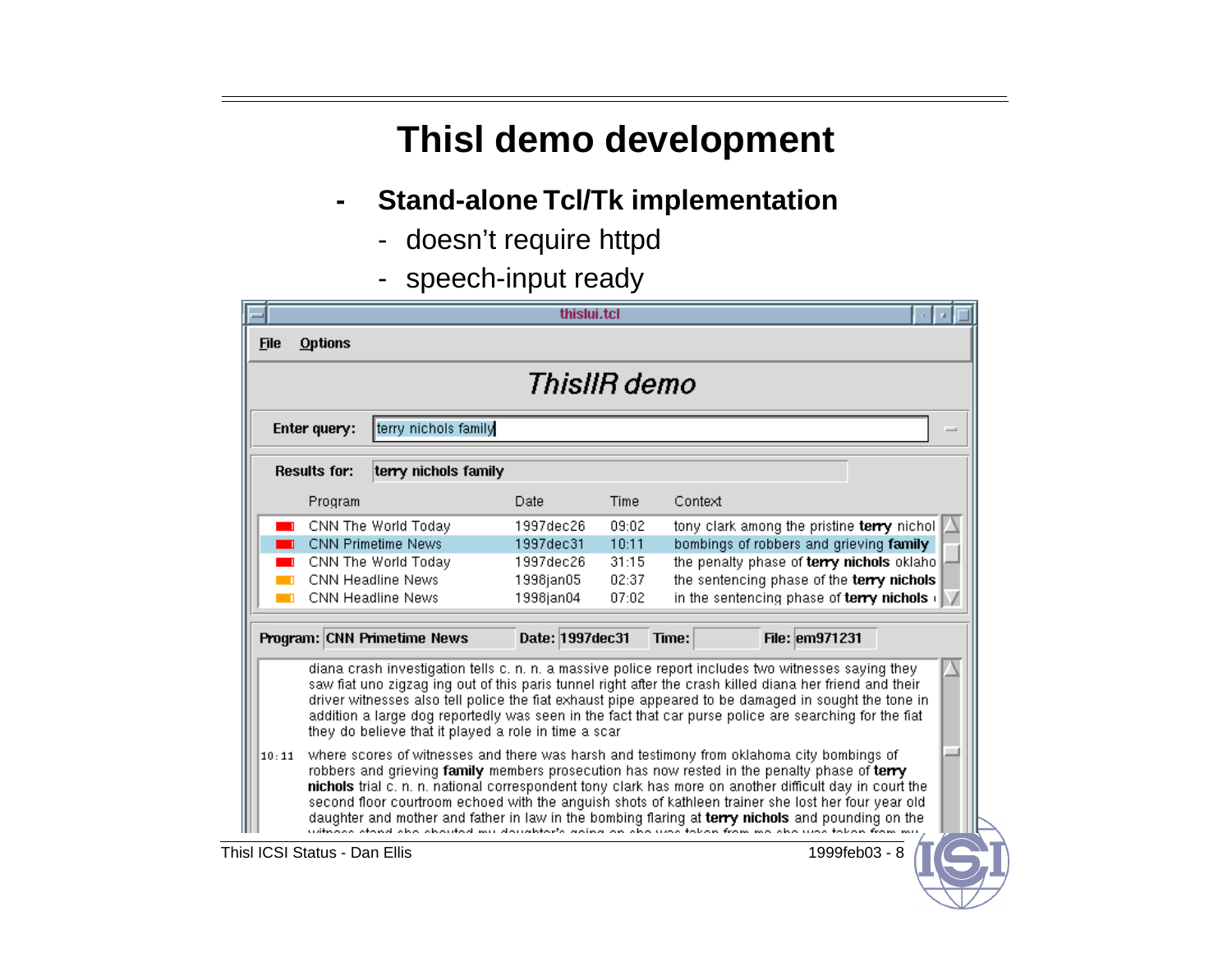# Thisl demo development

- **Stand-alone Tcl/Tk implementation**
  - doesn't require httpd
  - speech-input ready

thislui.tcl

File Options

*ThislIR demo*

Enter query: terry nichols family

Results for: terry nichols family

| Program | Date | Time | Context |
|---|---|---|---|
| CNN The World Today | 1997dec26 | 09:02 | tony clark among the pristine **terry** nichol |
| CNN Primetime News | 1997dec31 | 10:11 | bombings of robbers and grieving **family** |
| CNN The World Today | 1997dec26 | 31:15 | the penalty phase of **terry nichols** oklaho |
| CNN Headline News | 1998jan05 | 02:37 | the sentencing phase of the **terry nichols** |
| CNN Headline News | 1998jan04 | 07:02 | in the sentencing phase of **terry nichols** |

Program: CNN Primetime News Date: 1997dec31 Time: File: em971231

diana crash investigation tells c. n. n. a massive police report includes two witnesses saying they saw fiat uno zigzag ing out of this paris tunnel right after the crash killed diana her friend and their driver witnesses also tell police the fiat exhaust pipe appeared to be damaged in sought the tone in addition a large dog reportedly was seen in the fact that car purse police are searching for the fiat they do believe that it played a role in time a scar

10:11 where scores of witnesses and there was harsh and testimony from oklahoma city bombings of robbers and grieving **family** members prosecution has now rested in the penalty phase of **terry nichols** trial c. n. n. national correspondent tony clark has more on another difficult day in court the second floor courtroom echoed with the anguish shots of kathleen trainer she lost her four year old daughter and mother and father in law in the bombing flaring at **terry nichols** and pounding on the

Thisl ICSI Status - Dan Ellis